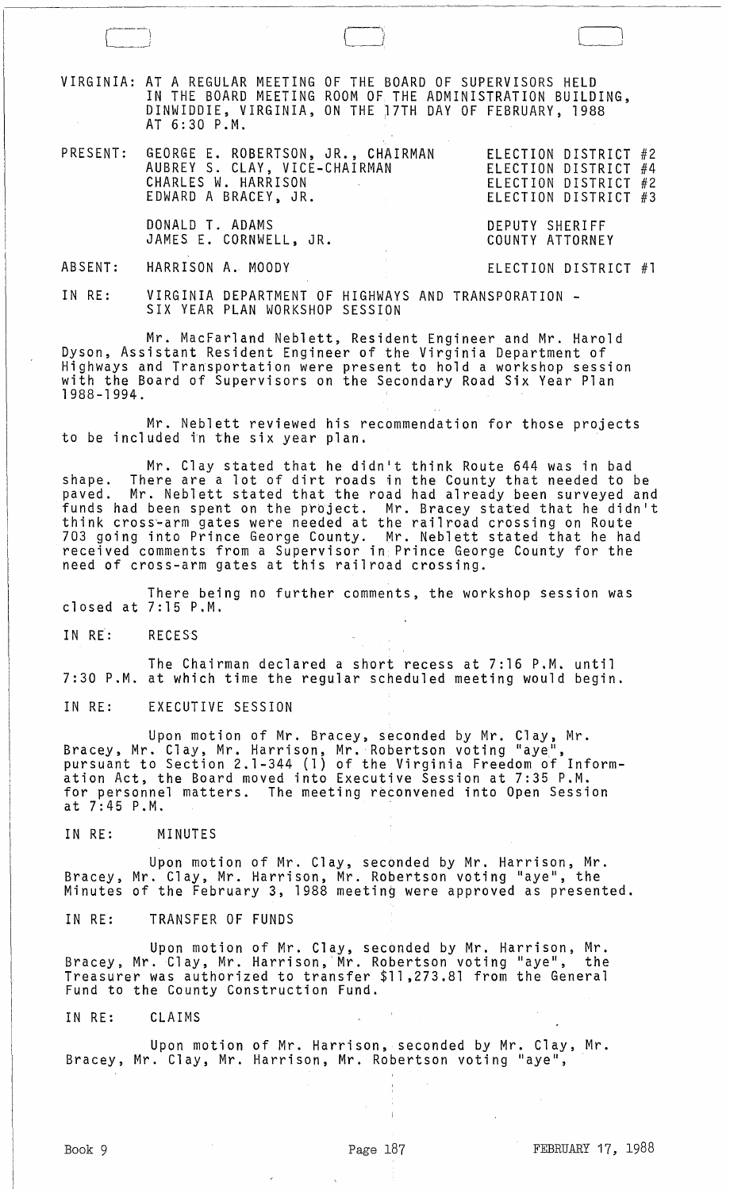VIRGINIA: AT A REGULAR MEETING OF THE BOARD OF SUPERVISORS HELD IN THE BOARD MEETING ROOM OF THE ADMINISTRATION BUILDING, DINWIDDIE, VIRGINIA, ON THE 17TH DAY OF FEBRUARY, 1988 AT 6:30 P.M.

| | | |
|---|---|---|
| PRESENT: | GEORGE E. ROBERTSON, JR., CHAIRMAN | ELECTION DISTRICT #2 |
| | AUBREY S. CLAY, VICE-CHAIRMAN | ELECTION DISTRICT #4 |
| | CHARLES W. HARRISON | ELECTION DISTRICT #2 |
| | EDWARD A BRACEY, JR. | ELECTION DISTRICT #3 |
| | DONALD T. ADAMS | DEPUTY SHERIFF |
| | JAMES E. CORNWELL, JR. | COUNTY ATTORNEY |
| ABSENT: | HARRISON A. MOODY | ELECTION DISTRICT #1 |

IN RE: VIRGINIA DEPARTMENT OF HIGHWAYS AND TRANSPORATION - SIX YEAR PLAN WORKSHOP SESSION

Mr. MacFarland Neblett, Resident Engineer and Mr. Harold Dyson, Assistant Resident Engineer of the Virginia Department of Highways and Transportation were present to hold a workshop session with the Board of Supervisors on the Secondary Road Six Year Plan 1988-1994.

Mr. Neblett reviewed his recommendation for those projects to be included in the six year plan.

Mr. Clay stated that he didn't think Route 644 was in bad shape. There are a lot of dirt roads in the County that needed to be paved. Mr. Neblett stated that the road had already been surveyed and funds had been spent on the project. Mr. Bracey stated that he didn't think cross-arm gates were needed at the railroad crossing on Route 703 going into Prince George County. Mr. Neblett stated that he had received comments from a Supervisor in Prince George County for the need of cross-arm gates at this railroad crossing.

There being no further comments, the workshop session was closed at 7:15 P.M.

IN RE: RECESS

The Chairman declared a short recess at 7:16 P.M. until 7:30 P.M. at which time the regular scheduled meeting would begin.

IN RE: EXECUTIVE SESSION

Upon motion of Mr. Bracey, seconded by Mr. Clay, Mr. Bracey, Mr. Clay, Mr. Harrison, Mr. Robertson voting "aye", pursuant to Section 2.1-344 (1) of the Virginia Freedom of Information Act, the Board moved into Executive Session at 7:35 P.M. for personnel matters. The meeting reconvened into Open Session at 7:45 P.M.

IN RE: MINUTES

Upon motion of Mr. Clay, seconded by Mr. Harrison, Mr. Bracey, Mr. Clay, Mr. Harrison, Mr. Robertson voting "aye", the Minutes of the February 3, 1988 meeting were approved as presented.

IN RE: TRANSFER OF FUNDS

Upon motion of Mr. Clay, seconded by Mr. Harrison, Mr. Bracey, Mr. Clay, Mr. Harrison, Mr. Robertson voting "aye", the Treasurer was authorized to transfer $11,273.81 from the General Fund to the County Construction Fund.

IN RE: CLAIMS

Upon motion of Mr. Harrison, seconded by Mr. Clay, Mr. Bracey, Mr. Clay, Mr. Harrison, Mr. Robertson voting "aye",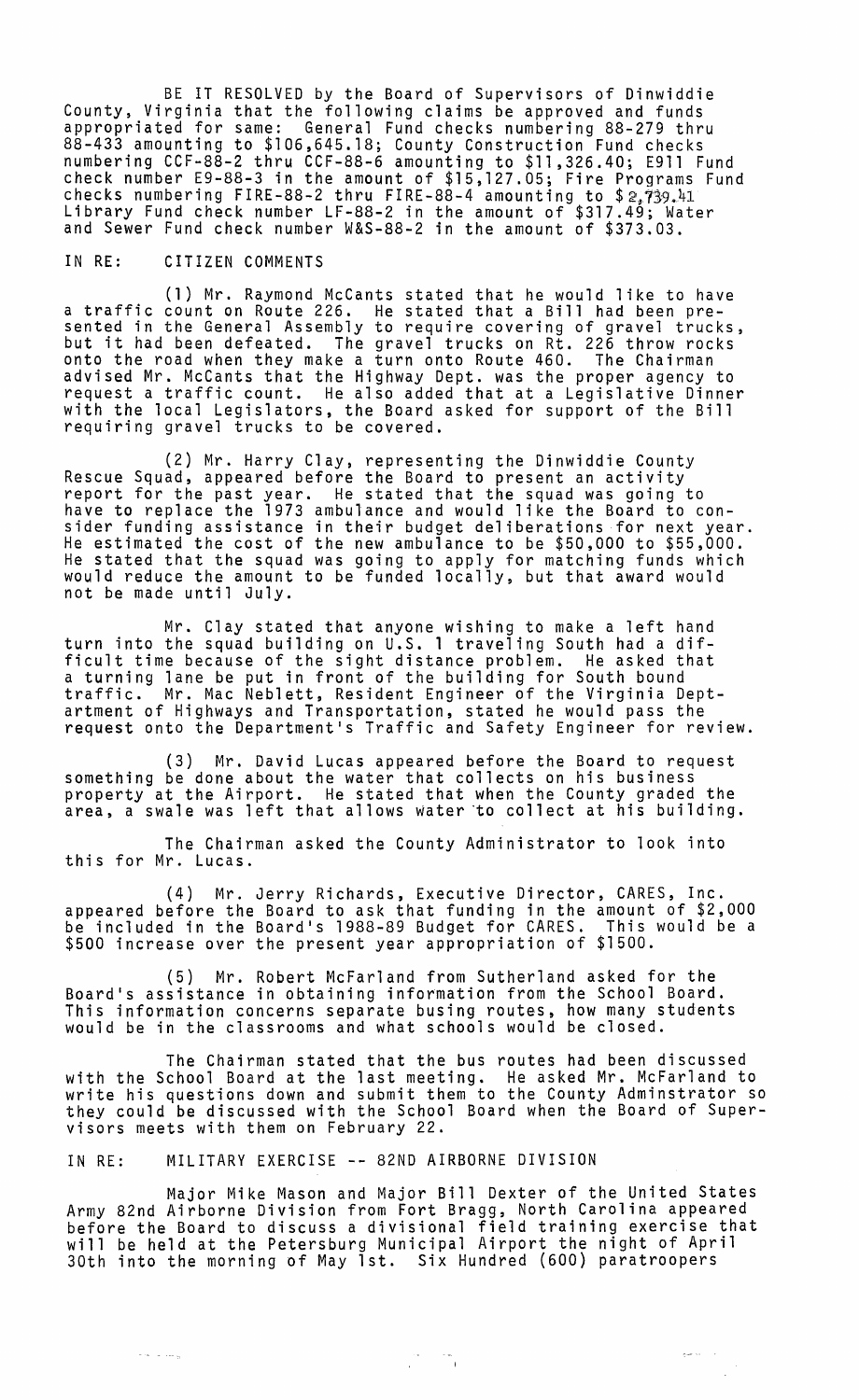BE IT RESOLVED by the Board of Supervisors of Dinwiddie County, Virginia that the following claims be approved and funds appropriated for same: General Fund checks numbering 88-279 thru 88-433 amounting to $106,645.18; County Construction Fund checks numbering CCF-88-2 thru CCF-88-6 amounting to $11,326.40; E911 Fund check number E9-88-3 in the amount of $15,127.05; Fire Programs Fund checks numbering FIRE-88-2 thru FIRE-88-4 amounting to $2,739.41 Library Fund check number LF-88-2 in the amount of $317.49; Water and Sewer Fund check number W&S-88-2 in the amount of $373.03.

IN RE: CITIZEN COMMENTS

(1) Mr. Raymond McCants stated that he would like to have a traffic count on Route 226. He stated that a Bill had been presented in the General Assembly to require covering of gravel trucks, but it had been defeated. The gravel trucks on Rt. 226 throw rocks onto the road when they make a turn onto Route 460. The Chairman advised Mr. McCants that the Highway Dept. was the proper agency to request a traffic count. He also added that at a Legislative Dinner with the local Legislators, the Board asked for support of the Bill requiring gravel trucks to be covered.

(2) Mr. Harry Clay, representing the Dinwiddie County Rescue Squad, appeared before the Board to present an activity report for the past year. He stated that the squad was going to have to replace the 1973 ambulance and would like the Board to consider funding assistance in their budget deliberations for next year. He estimated the cost of the new ambulance to be $50,000 to $55,000. He stated that the squad was going to apply for matching funds which would reduce the amount to be funded locally, but that award would not be made until July.

Mr. Clay stated that anyone wishing to make a left hand turn into the squad building on U.S. 1 traveling South had a difficult time because of the sight distance problem. He asked that a turning lane be put in front of the building for South bound traffic. Mr. Mac Neblett, Resident Engineer of the Virginia Department of Highways and Transportation, stated he would pass the request onto the Department's Traffic and Safety Engineer for review.

(3) Mr. David Lucas appeared before the Board to request something be done about the water that collects on his business property at the Airport. He stated that when the County graded the area, a swale was left that allows water to collect at his building.

The Chairman asked the County Administrator to look into this for Mr. Lucas.

(4) Mr. Jerry Richards, Executive Director, CARES, Inc. appeared before the Board to ask that funding in the amount of $2,000 be included in the Board's 1988-89 Budget for CARES. This would be a $500 increase over the present year appropriation of $1500.

(5) Mr. Robert McFarland from Sutherland asked for the Board's assistance in obtaining information from the School Board. This information concerns separate busing routes, how many students would be in the classrooms and what schools would be closed.

The Chairman stated that the bus routes had been discussed with the School Board at the last meeting. He asked Mr. McFarland to write his questions down and submit them to the County Adminstrator so they could be discussed with the School Board when the Board of Supervisors meets with them on February 22.

IN RE: MILITARY EXERCISE -- 82ND AIRBORNE DIVISION

Major Mike Mason and Major Bill Dexter of the United States Army 82nd Airborne Division from Fort Bragg, North Carolina appeared before the Board to discuss a divisional field training exercise that will be held at the Petersburg Municipal Airport the night of April 30th into the morning of May 1st. Six Hundred (600) paratroopers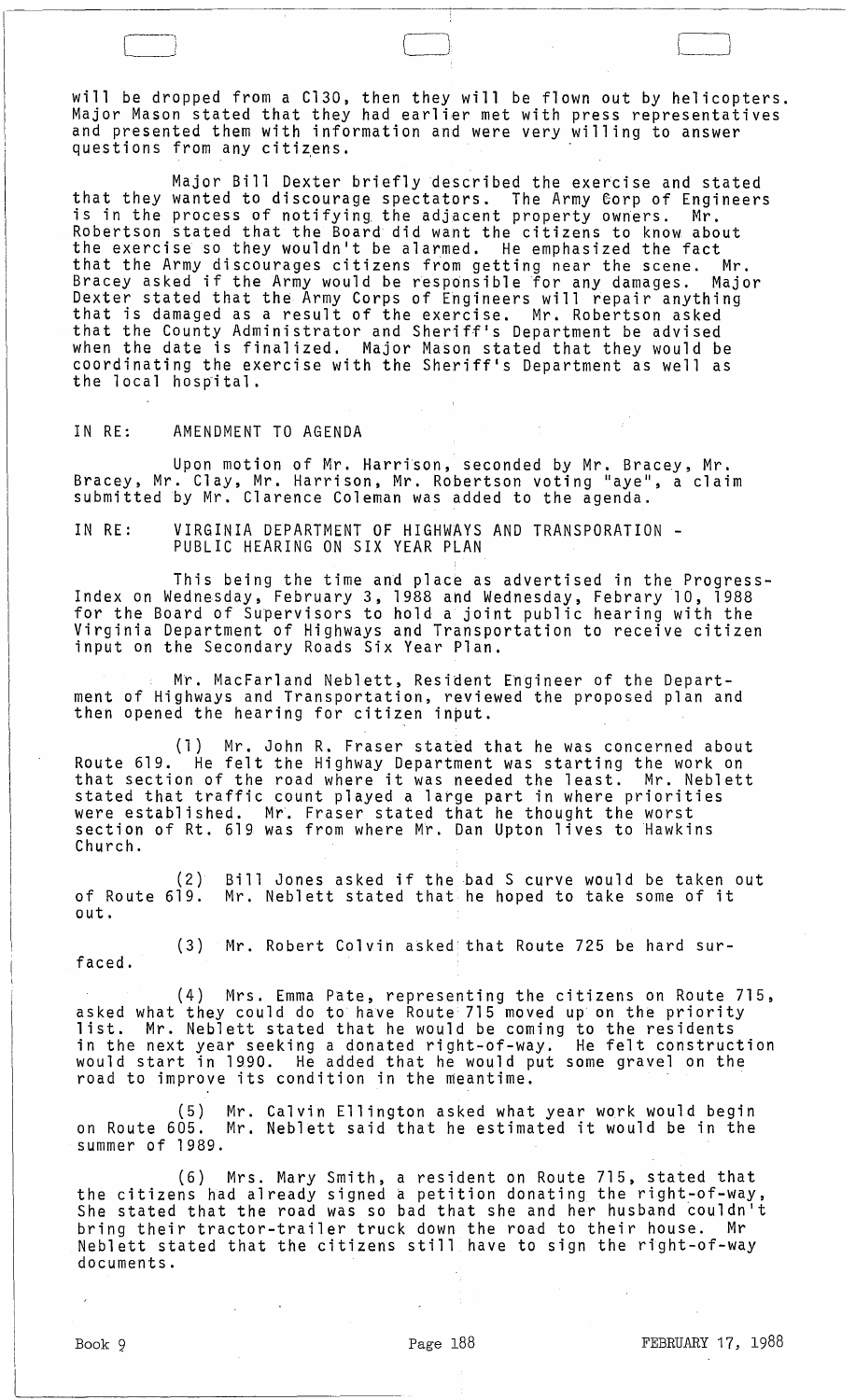will be dropped from a C130, then they will be flown out by helicopters. Major Mason stated that they had earlier met with press representatives and presented them with information and were very willing to answer questions from any citizens.

Major Bill Dexter briefly described the exercise and stated that they wanted to discourage spectators. The Army Corp of Engineers is in the process of notifying the adjacent property owners. Mr. Robertson stated that the Board did want the citizens to know about the exercise so they wouldn't be alarmed. He emphasized the fact that the Army discourages citizens from getting near the scene. Mr. Bracey asked if the Army would be responsible for any damages. Major Dexter stated that the Army Corps of Engineers will repair anything that is damaged as a result of the exercise. Mr. Robertson asked that the County Administrator and Sheriff's Department be advised when the date is finalized. Major Mason stated that they would be coordinating the exercise with the Sheriff's Department as well as the local hospital.

IN RE: AMENDMENT TO AGENDA

Upon motion of Mr. Harrison, seconded by Mr. Bracey, Mr. Bracey, Mr. Clay, Mr. Harrison, Mr. Robertson voting "aye", a claim submitted by Mr. Clarence Coleman was added to the agenda.

IN RE: VIRGINIA DEPARTMENT OF HIGHWAYS AND TRANSPORATION - PUBLIC HEARING ON SIX YEAR PLAN

This being the time and place as advertised in the Progress-Index on Wednesday, February 3, 1988 and Wednesday, Febrary 10, 1988 for the Board of Supervisors to hold a joint public hearing with the Virginia Department of Highways and Transportation to receive citizen input on the Secondary Roads Six Year Plan.

Mr. MacFarland Neblett, Resident Engineer of the Department of Highways and Transportation, reviewed the proposed plan and then opened the hearing for citizen input.

(1) Mr. John R. Fraser stated that he was concerned about Route 619. He felt the Highway Department was starting the work on that section of the road where it was needed the least. Mr. Neblett stated that traffic count played a large part in where priorities were established. Mr. Fraser stated that he thought the worst section of Rt. 619 was from where Mr. Dan Upton lives to Hawkins Church.

(2) Bill Jones asked if the bad S curve would be taken out of Route 619. Mr. Neblett stated that he hoped to take some of it out.

(3) Mr. Robert Colvin asked that Route 725 be hard surfaced.

(4) Mrs. Emma Pate, representing the citizens on Route 715, asked what they could do to have Route 715 moved up on the priority list. Mr. Neblett stated that he would be coming to the residents in the next year seeking a donated right-of-way. He felt construction would start in 1990. He added that he would put some gravel on the road to improve its condition in the meantime.

(5) Mr. Calvin Ellington asked what year work would begin on Route 605. Mr. Neblett said that he estimated it would be in the summer of 1989.

(6) Mrs. Mary Smith, a resident on Route 715, stated that the citizens had already signed a petition donating the right-of-way, She stated that the road was so bad that she and her husband couldn't bring their tractor-trailer truck down the road to their house. Mr Neblett stated that the citizens still have to sign the right-of-way documents.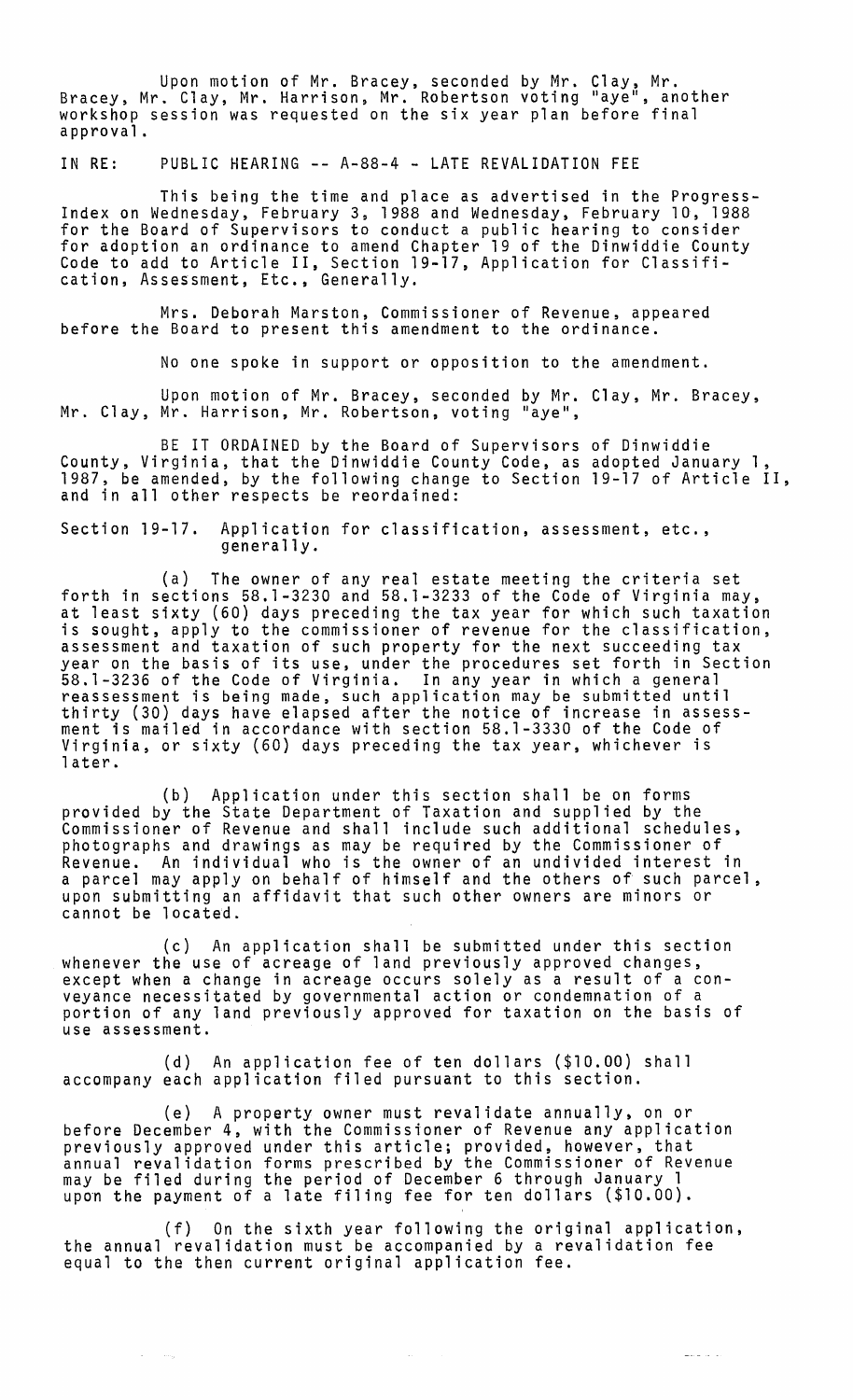Upon motion of Mr. Bracey, seconded by Mr. Clay, Mr. Bracey, Mr. Clay, Mr. Harrison, Mr. Robertson voting "aye", another workshop session was requested on the six year plan before final approval.

IN RE: PUBLIC HEARING -- A-88-4 - LATE REVALIDATION FEE

This being the time and place as advertised in the Progress-Index on Wednesday, February 3, 1988 and Wednesday, February 10, 1988 for the Board of Supervisors to conduct a public hearing to consider for adoption an ordinance to amend Chapter 19 of the Dinwiddie County Code to add to Article II, Section 19-17, Application for Classification, Assessment, Etc., Generally.

Mrs. Deborah Marston, Commissioner of Revenue, appeared before the Board to present this amendment to the ordinance.

No one spoke in support or opposition to the amendment.

Upon motion of Mr. Bracey, seconded by Mr. Clay, Mr. Bracey, Mr. Clay, Mr. Harrison, Mr. Robertson, voting "aye",

BE IT ORDAINED by the Board of Supervisors of Dinwiddie County, Virginia, that the Dinwiddie County Code, as adopted January 1, 1987, be amended, by the following change to Section 19-17 of Article II, and in all other respects be reordained:

Section 19-17. Application for classification, assessment, etc., generally.

(a) The owner of any real estate meeting the criteria set forth in sections 58.1-3230 and 58.1-3233 of the Code of Virginia may, at least sixty (60) days preceding the tax year for which such taxation is sought, apply to the commissioner of revenue for the classification, assessment and taxation of such property for the next succeeding tax year on the basis of its use, under the procedures set forth in Section 58.1-3236 of the Code of Virginia. In any year in which a general reassessment is being made, such application may be submitted until thirty (30) days have elapsed after the notice of increase in assessment is mailed in accordance with section 58.1-3330 of the Code of Virginia, or sixty (60) days preceding the tax year, whichever is later.

(b) Application under this section shall be on forms provided by the State Department of Taxation and supplied by the Commissioner of Revenue and shall include such additional schedules, photographs and drawings as may be required by the Commissioner of Revenue. An individual who is the owner of an undivided interest in a parcel may apply on behalf of himself and the others of such parcel, upon submitting an affidavit that such other owners are minors or cannot be located.

(c) An application shall be submitted under this section whenever the use of acreage of land previously approved changes, except when a change in acreage occurs solely as a result of a conveyance necessitated by governmental action or condemnation of a portion of any land previously approved for taxation on the basis of use assessment.

(d) An application fee of ten dollars ($10.00) shall accompany each application filed pursuant to this section.

(e) A property owner must revalidate annually, on or before December 4, with the Commissioner of Revenue any application previously approved under this article; provided, however, that annual revalidation forms prescribed by the Commissioner of Revenue may be filed during the period of December 6 through January 1 upon the payment of a late filing fee for ten dollars ($10.00).

(f) On the sixth year following the original application, the annual revalidation must be accompanied by a revalidation fee equal to the then current original application fee.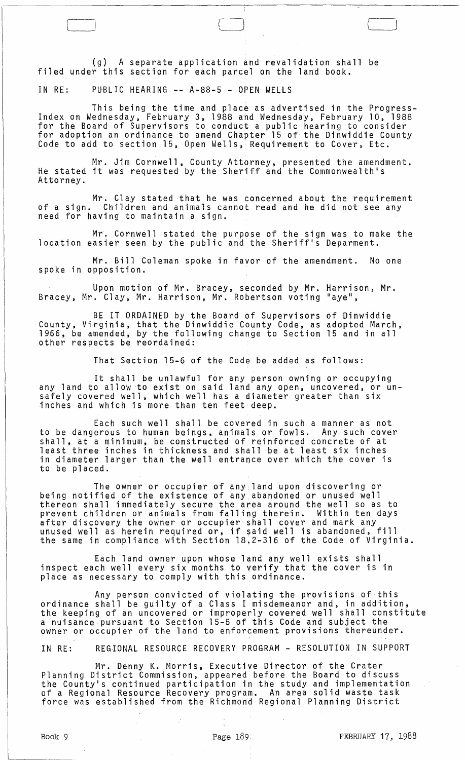(g) A separate application and revalidation shall be filed under this section for each parcel on the land book.

IN RE: PUBLIC HEARING -- A-88-5 - OPEN WELLS

This being the time and place as advertised in the Progress-Index on Wednesday, February 3, 1988 and Wednesday, February 10, 1988 for the Board of Supervisors to conduct a public hearing to consider for adoption an ordinance to amend Chapter 15 of the Dinwiddie County Code to add to section 15, Open Wells, Requirement to Cover, Etc.

Mr. Jim Cornwell, County Attorney, presented the amendment. He stated it was requested by the Sheriff and the Commonwealth's Attorney.

Mr. Clay stated that he was concerned about the requirement of a sign. Children and animals cannot read and he did not see any need for having to maintain a sign.

Mr. Cornwell stated the purpose of the sign was to make the location easier seen by the public and the Sheriff's Deparment.

Mr. Bill Coleman spoke in favor of the amendment. No one spoke in opposition.

Upon motion of Mr. Bracey, seconded by Mr. Harrison, Mr. Bracey, Mr. Clay, Mr. Harrison, Mr. Robertson voting "aye",

BE IT ORDAINED by the Board of Supervisors of Dinwiddie County, Virginia, that the Dinwiddie County Code, as adopted March, 1966, be amended, by the following change to Section 15 and in all other respects be reordained:

That Section 15-6 of the Code be added as follows:

It shall be unlawful for any person owning or occupying any land to allow to exist on said land any open, uncovered, or unsafely covered well, which well has a diameter greater than six inches and which is more than ten feet deep.

Each such well shall be covered in such a manner as not to be dangerous to human beings, animals or fowls. Any such cover shall, at a minimum, be constructed of reinforced concrete of at least three inches in thickness and shall be at least six inches in diameter larger than the well entrance over which the cover is to be placed.

The owner or occupier of any land upon discovering or being notified of the existence of any abandoned or unused well thereon shall immediately secure the area around the well so as to prevent children or animals from falling therein. Within ten days after discovery the owner or occupier shall cover and mark any unused well as herein required or, if said well is abandoned, fill the same in compliance with Section 18.2-316 of the Code of Virginia.

Each land owner upon whose land any well exists shall inspect each well every six months to verify that the cover is in place as necessary to comply with this ordinance.

Any person convicted of violating the provisions of this ordinance shall be guilty of a Class I misdemeanor and, in addition, the keeping of an uncovered or improperly covered well shall constitute a nuisance pursuant to Section 15-5 of this Code and subject the owner or occupier of the land to enforcement provisions thereunder.

IN RE: REGIONAL RESOURCE RECOVERY PROGRAM - RESOLUTION IN SUPPORT

Mr. Denny K. Morris, Executive Director of the Crater Planning District Commission, appeared before the Board to discuss the County's continued participation in the study and implementation of a Regional Resource Recovery program. An area solid waste task force was established from the Richmond Regional Planning District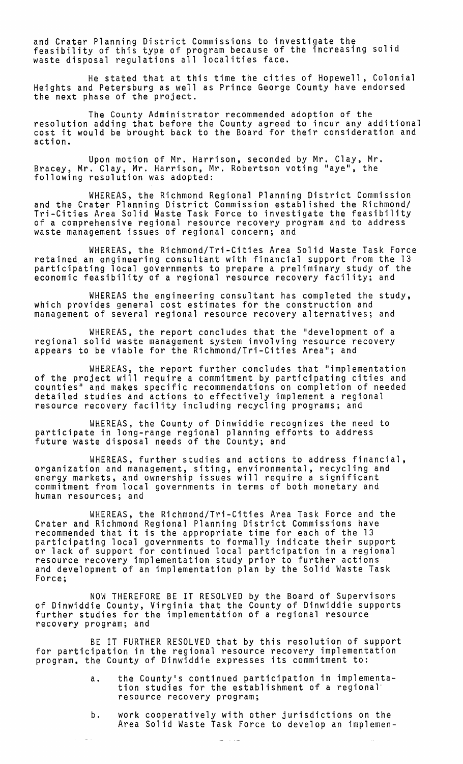and Crater Planning District Commissions to investigate the feasibility of this type of program because of the increasing solid waste disposal regulations all localities face.

He stated that at this time the cities of Hopewell, Colonial Heights and Petersburg as well as Prince George County have endorsed the next phase of the project.

The County Administrator recommended adoption of the resolution adding that before the County agreed to incur any additional cost it would be brought back to the Board for their consideration and action.

Upon motion of Mr. Harrison, seconded by Mr. Clay, Mr. Bracey, Mr. Clay, Mr. Harrison, Mr. Robertson voting "aye", the following resolution was adopted:

WHEREAS, the Richmond Regional Planning District Commission and the Crater Planning District Commission established the Richmond/ Tri-Cities Area Solid Waste Task Force to investigate the feasibility of a comprehensive regional resource recovery program and to address waste management issues of regional concern; and

WHEREAS, the Richmond/Tri-Cities Area Solid Waste Task Force retained an engineering consultant with financial support from the 13 participating local governments to prepare a preliminary study of the economic feasibility of a regional resource recovery facility; and

WHEREAS the engineering consultant has completed the study, which provides general cost estimates for the construction and management of several regional resource recovery alternatives; and

WHEREAS, the report concludes that the "development of a regional solid waste management system involving resource recovery appears to be viable for the Richmond/Tri-Cities Area"; and

WHEREAS, the report further concludes that "implementation of the project will require a commitment by participating cities and counties" and makes specific recommendations on completion of needed detailed studies and actions to effectively implement a regional resource recovery facility including recycling programs; and

WHEREAS, the County of Dinwiddie recognizes the need to participate in long-range regional planning efforts to address future waste disposal needs of the County; and

WHEREAS, further studies and actions to address financial, organization and management, siting, environmental, recycling and energy markets, and ownership issues will require a significant commitment from local governments in terms of both monetary and human resources; and

WHEREAS, the Richmond/Tri-Cities Area Task Force and the Crater and Richmond Regional Planning District Commissions have recommended that it is the appropriate time for each of the 13 participating local governments to formally indicate their support or lack of support for continued local participation in a regional resource recovery implementation study prior to further actions and development of an implementation plan by the Solid Waste Task Force;

NOW THEREFORE BE IT RESOLVED by the Board of Supervisors of Dinwiddie County, Virginia that the County of Dinwiddie supports further studies for the implementation of a regional resource recovery program; and

BE IT FURTHER RESOLVED that by this resolution of support for participation in the regional resource recovery implementation program, the County of Dinwiddie expresses its commitment to:

a. the County's continued participation in implementation studies for the establishment of a regional resource recovery program;

b. work cooperatively with other jurisdictions on the Area Solid Waste Task Force to develop an implemen-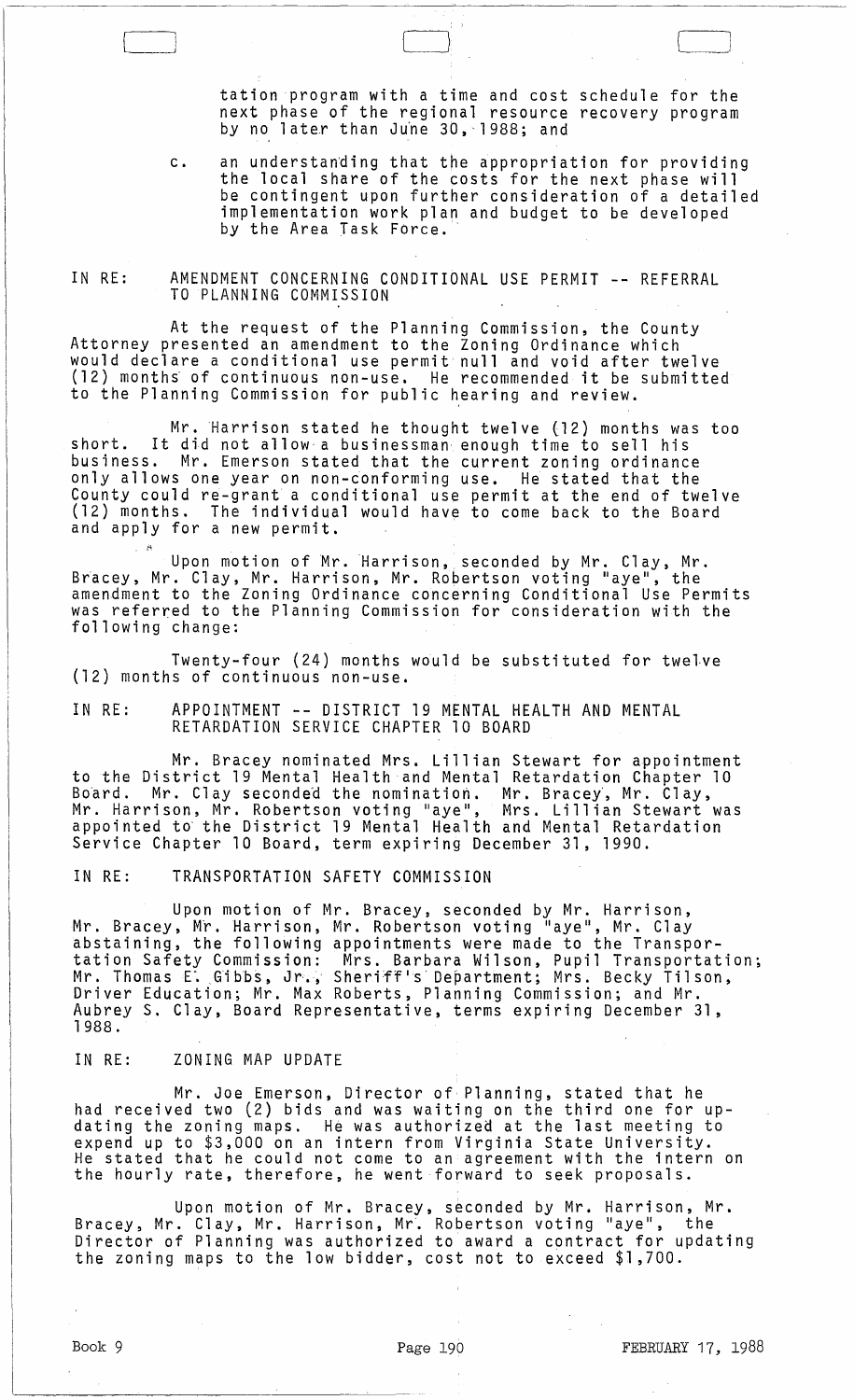tation program with a time and cost schedule for the next phase of the regional resource recovery program by no later than June 30, 1988; and

c. an understanding that the appropriation for providing the local share of the costs for the next phase will be contingent upon further consideration of a detailed implementation work plan and budget to be developed by the Area Task Force.

IN RE: AMENDMENT CONCERNING CONDITIONAL USE PERMIT -- REFERRAL TO PLANNING COMMISSION

At the request of the Planning Commission, the County Attorney presented an amendment to the Zoning Ordinance which would declare a conditional use permit null and void after twelve (12) months of continuous non-use. He recommended it be submitted to the Planning Commission for public hearing and review.

Mr. Harrison stated he thought twelve (12) months was too short. It did not allow a businessman enough time to sell his business. Mr. Emerson stated that the current zoning ordinance only allows one year on non-conforming use. He stated that the County could re-grant a conditional use permit at the end of twelve (12) months. The individual would have to come back to the Board and apply for a new permit.

Upon motion of Mr. Harrison, seconded by Mr. Clay, Mr. Bracey, Mr. Clay, Mr. Harrison, Mr. Robertson voting "aye", the amendment to the Zoning Ordinance concerning Conditional Use Permits was referred to the Planning Commission for consideration with the following change:

Twenty-four (24) months would be substituted for twelve (12) months of continuous non-use.

IN RE: APPOINTMENT -- DISTRICT 19 MENTAL HEALTH AND MENTAL RETARDATION SERVICE CHAPTER 10 BOARD

Mr. Bracey nominated Mrs. Lillian Stewart for appointment to the District 19 Mental Health and Mental Retardation Chapter 10 Board. Mr. Clay seconded the nomination. Mr. Bracey, Mr. Clay, Mr. Harrison, Mr. Robertson voting "aye", Mrs. Lillian Stewart was appointed to the District 19 Mental Health and Mental Retardation Service Chapter 10 Board, term expiring December 31, 1990.

IN RE: TRANSPORTATION SAFETY COMMISSION

Upon motion of Mr. Bracey, seconded by Mr. Harrison, Mr. Bracey, Mr. Harrison, Mr. Robertson voting "aye", Mr. Clay abstaining, the following appointments were made to the Transportation Safety Commission: Mrs. Barbara Wilson, Pupil Transportation; Mr. Thomas E. Gibbs, Jr., Sheriff's Department; Mrs. Becky Tilson, Driver Education; Mr. Max Roberts, Planning Commission; and Mr. Aubrey S. Clay, Board Representative, terms expiring December 31, 1988.

IN RE: ZONING MAP UPDATE

Mr. Joe Emerson, Director of Planning, stated that he had received two (2) bids and was waiting on the third one for updating the zoning maps. He was authorized at the last meeting to expend up to $3,000 on an intern from Virginia State University. He stated that he could not come to an agreement with the intern on the hourly rate, therefore, he went forward to seek proposals.

Upon motion of Mr. Bracey, seconded by Mr. Harrison, Mr. Bracey, Mr. Clay, Mr. Harrison, Mr. Robertson voting "aye", the Director of Planning was authorized to award a contract for updating the zoning maps to the low bidder, cost not to exceed $1,700.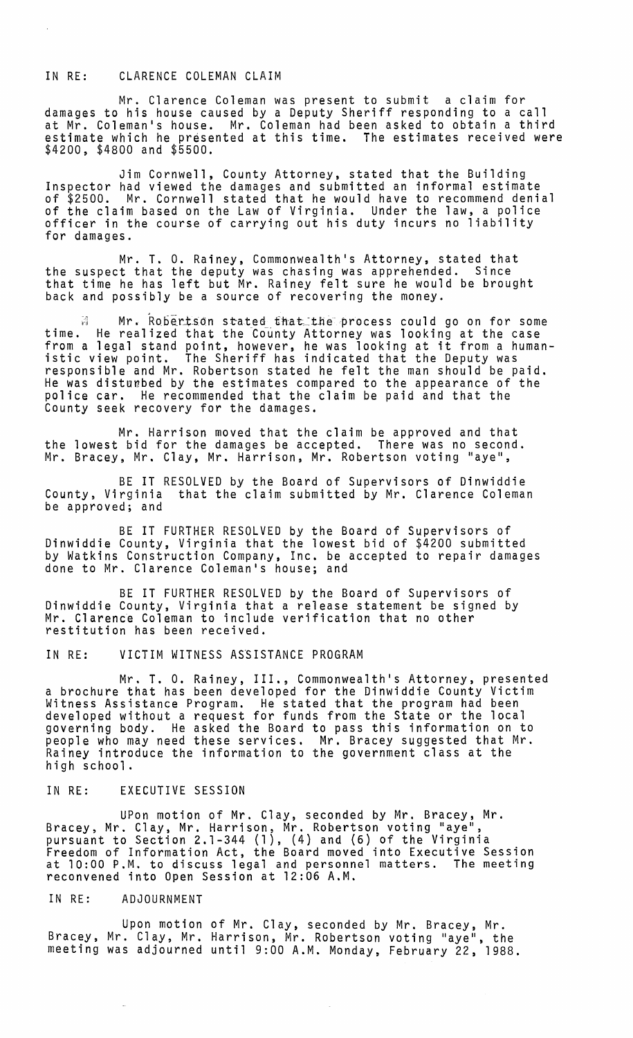IN RE: CLARENCE COLEMAN CLAIM

Mr. Clarence Coleman was present to submit a claim for damages to his house caused by a Deputy Sheriff responding to a call at Mr. Coleman's house. Mr. Coleman had been asked to obtain a third estimate which he presented at this time. The estimates received were $4200, $4800 and $5500.

Jim Cornwell, County Attorney, stated that the Building Inspector had viewed the damages and submitted an informal estimate of $2500. Mr. Cornwell stated that he would have to recommend denial of the claim based on the Law of Virginia. Under the law, a police officer in the course of carrying out his duty incurs no liability for damages.

Mr. T. O. Rainey, Commonwealth's Attorney, stated that the suspect that the deputy was chasing was apprehended. Since that time he has left but Mr. Rainey felt sure he would be brought back and possibly be a source of recovering the money.

Mr. Robertson stated that the process could go on for some time. He realized that the County Attorney was looking at the case from a legal stand point, however, he was looking at it from a humanistic view point. The Sheriff has indicated that the Deputy was responsible and Mr. Robertson stated he felt the man should be paid. He was disturbed by the estimates compared to the appearance of the police car. He recommended that the claim be paid and that the County seek recovery for the damages.

Mr. Harrison moved that the claim be approved and that the lowest bid for the damages be accepted. There was no second. Mr. Bracey, Mr. Clay, Mr. Harrison, Mr. Robertson voting "aye",

BE IT RESOLVED by the Board of Supervisors of Dinwiddie County, Virginia that the claim submitted by Mr. Clarence Coleman be approved; and

BE IT FURTHER RESOLVED by the Board of Supervisors of Dinwiddie County, Virginia that the lowest bid of $4200 submitted by Watkins Construction Company, Inc. be accepted to repair damages done to Mr. Clarence Coleman's house; and

BE IT FURTHER RESOLVED by the Board of Supervisors of Dinwiddie County, Virginia that a release statement be signed by Mr. Clarence Coleman to include verification that no other restitution has been received.

IN RE: VICTIM WITNESS ASSISTANCE PROGRAM

Mr. T. O. Rainey, III., Commonwealth's Attorney, presented a brochure that has been developed for the Dinwiddie County Victim Witness Assistance Program. He stated that the program had been developed without a request for funds from the State or the local governing body. He asked the Board to pass this information on to people who may need these services. Mr. Bracey suggested that Mr. Rainey introduce the information to the government class at the high school.

IN RE: EXECUTIVE SESSION

UPon motion of Mr. Clay, seconded by Mr. Bracey, Mr. Bracey, Mr. Clay, Mr. Harrison, Mr. Robertson voting "aye", pursuant to Section 2.1-344 (1), (4) and (6) of the Virginia Freedom of Information Act, the Board moved into Executive Session at 10:00 P.M. to discuss legal and personnel matters. The meeting reconvened into Open Session at 12:06 A.M.

IN RE: ADJOURNMENT

Upon motion of Mr. Clay, seconded by Mr. Bracey, Mr. Bracey, Mr. Clay, Mr. Harrison, Mr. Robertson voting "aye", the meeting was adjourned until 9:00 A.M. Monday, February 22, 1988.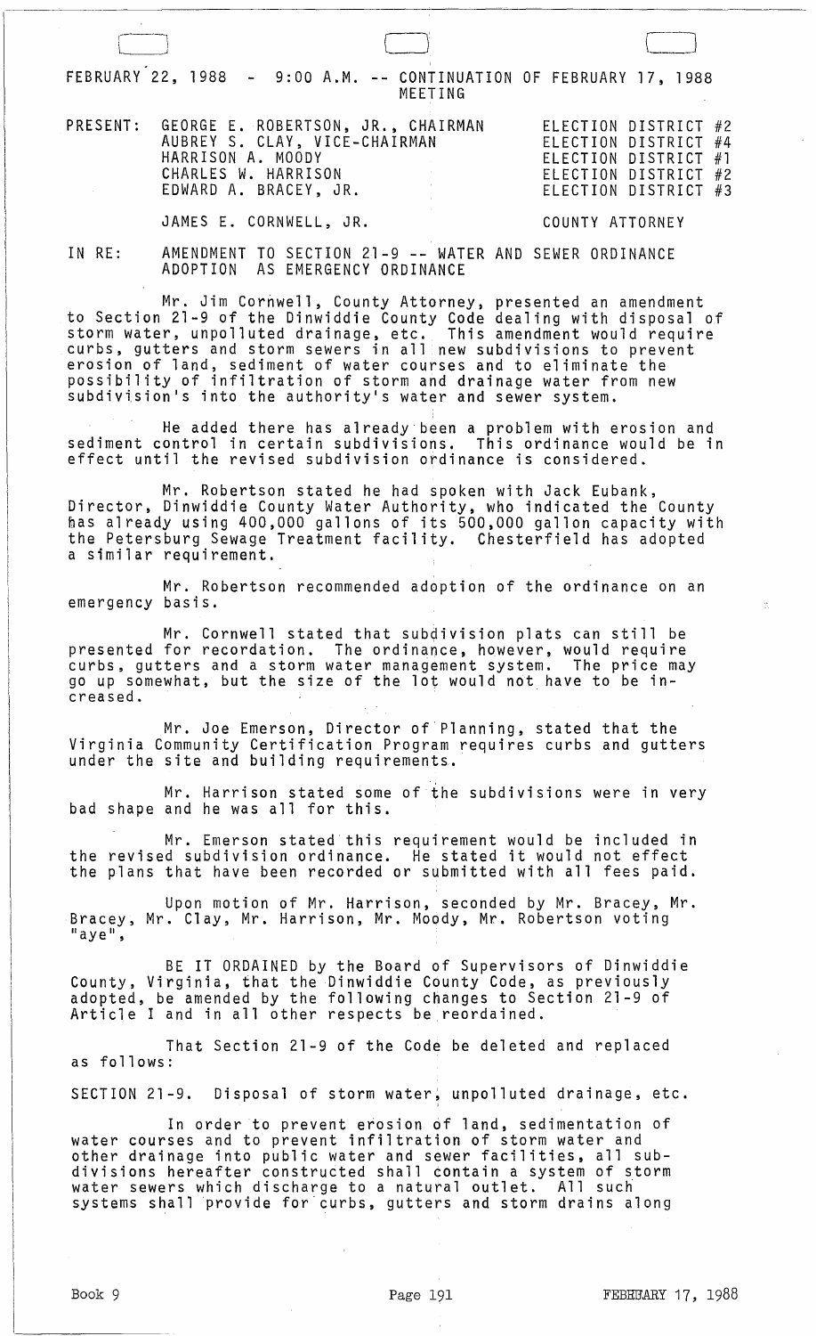FEBRUARY 22, 1988 - 9:00 A.M. -- CONTINUATION OF FEBRUARY 17, 1988 MEETING

| PRESENT: | GEORGE E. ROBERTSON, JR., CHAIRMAN | ELECTION DISTRICT #2 |
|---|---|---|
| | AUBREY S. CLAY, VICE-CHAIRMAN | ELECTION DISTRICT #4 |
| | HARRISON A. MOODY | ELECTION DISTRICT #1 |
| | CHARLES W. HARRISON | ELECTION DISTRICT #2 |
| | EDWARD A. BRACEY, JR. | ELECTION DISTRICT #3 |
| | JAMES E. CORNWELL, JR. | COUNTY ATTORNEY |

IN RE: AMENDMENT TO SECTION 21-9 -- WATER AND SEWER ORDINANCE ADOPTION AS EMERGENCY ORDINANCE

Mr. Jim Cornwell, County Attorney, presented an amendment to Section 21-9 of the Dinwiddie County Code dealing with disposal of storm water, unpolluted drainage, etc. This amendment would require curbs, gutters and storm sewers in all new subdivisions to prevent erosion of land, sediment of water courses and to eliminate the possibility of infiltration of storm and drainage water from new subdivision's into the authority's water and sewer system.

He added there has already been a problem with erosion and sediment control in certain subdivisions. This ordinance would be in effect until the revised subdivision ordinance is considered.

Mr. Robertson stated he had spoken with Jack Eubank, Director, Dinwiddie County Water Authority, who indicated the County has already using 400,000 gallons of its 500,000 gallon capacity with the Petersburg Sewage Treatment facility. Chesterfield has adopted a similar requirement.

Mr. Robertson recommended adoption of the ordinance on an emergency basis.

Mr. Cornwell stated that subdivision plats can still be presented for recordation. The ordinance, however, would require curbs, gutters and a storm water management system. The price may go up somewhat, but the size of the lot would not have to be increased.

Mr. Joe Emerson, Director of Planning, stated that the Virginia Community Certification Program requires curbs and gutters under the site and building requirements.

Mr. Harrison stated some of the subdivisions were in very bad shape and he was all for this.

Mr. Emerson stated this requirement would be included in the revised subdivision ordinance. He stated it would not effect the plans that have been recorded or submitted with all fees paid.

Upon motion of Mr. Harrison, seconded by Mr. Bracey, Mr. Bracey, Mr. Clay, Mr. Harrison, Mr. Moody, Mr. Robertson voting "aye",

BE IT ORDAINED by the Board of Supervisors of Dinwiddie County, Virginia, that the Dinwiddie County Code, as previously adopted, be amended by the following changes to Section 21-9 of Article I and in all other respects be reordained.

That Section 21-9 of the Code be deleted and replaced as follows:

SECTION 21-9. Disposal of storm water, unpolluted drainage, etc.

In order to prevent erosion of land, sedimentation of water courses and to prevent infiltration of storm water and other drainage into public water and sewer facilities, all subdivisions hereafter constructed shall contain a system of storm water sewers which discharge to a natural outlet. All such systems shall provide for curbs, gutters and storm drains along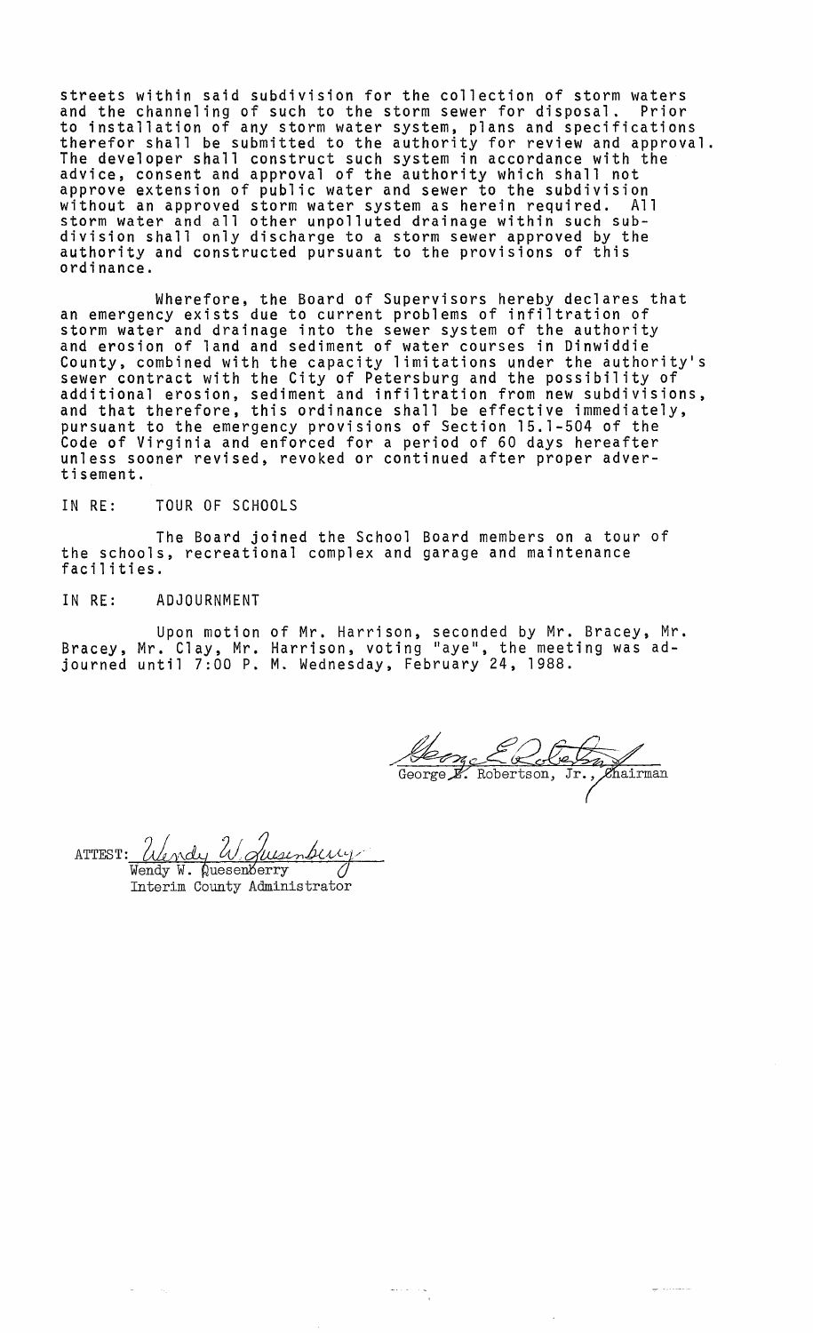streets within said subdivision for the collection of storm waters and the channeling of such to the storm sewer for disposal. Prior to installation of any storm water system, plans and specifications therefor shall be submitted to the authority for review and approval. The developer shall construct such system in accordance with the advice, consent and approval of the authority which shall not approve extension of public water and sewer to the subdivision without an approved storm water system as herein required. All storm water and all other unpolluted drainage within such subdivision shall only discharge to a storm sewer approved by the authority and constructed pursuant to the provisions of this ordinance.

Wherefore, the Board of Supervisors hereby declares that an emergency exists due to current problems of infiltration of storm water and drainage into the sewer system of the authority and erosion of land and sediment of water courses in Dinwiddie County, combined with the capacity limitations under the authority's sewer contract with the City of Petersburg and the possibility of additional erosion, sediment and infiltration from new subdivisions, and that therefore, this ordinance shall be effective immediately, pursuant to the emergency provisions of Section 15.1-504 of the Code of Virginia and enforced for a period of 60 days hereafter unless sooner revised, revoked or continued after proper advertisement.

IN RE: TOUR OF SCHOOLS

The Board joined the School Board members on a tour of the schools, recreational complex and garage and maintenance facilities.

IN RE: ADJOURNMENT

Upon motion of Mr. Harrison, seconded by Mr. Bracey, Mr. Bracey, Mr. Clay, Mr. Harrison, voting "aye", the meeting was adjourned until 7:00 P. M. Wednesday, February 24, 1988.

George E. Robertson, Jr., Chairman

ATTEST: Wendy W. Quesenberry
Interim County Administrator